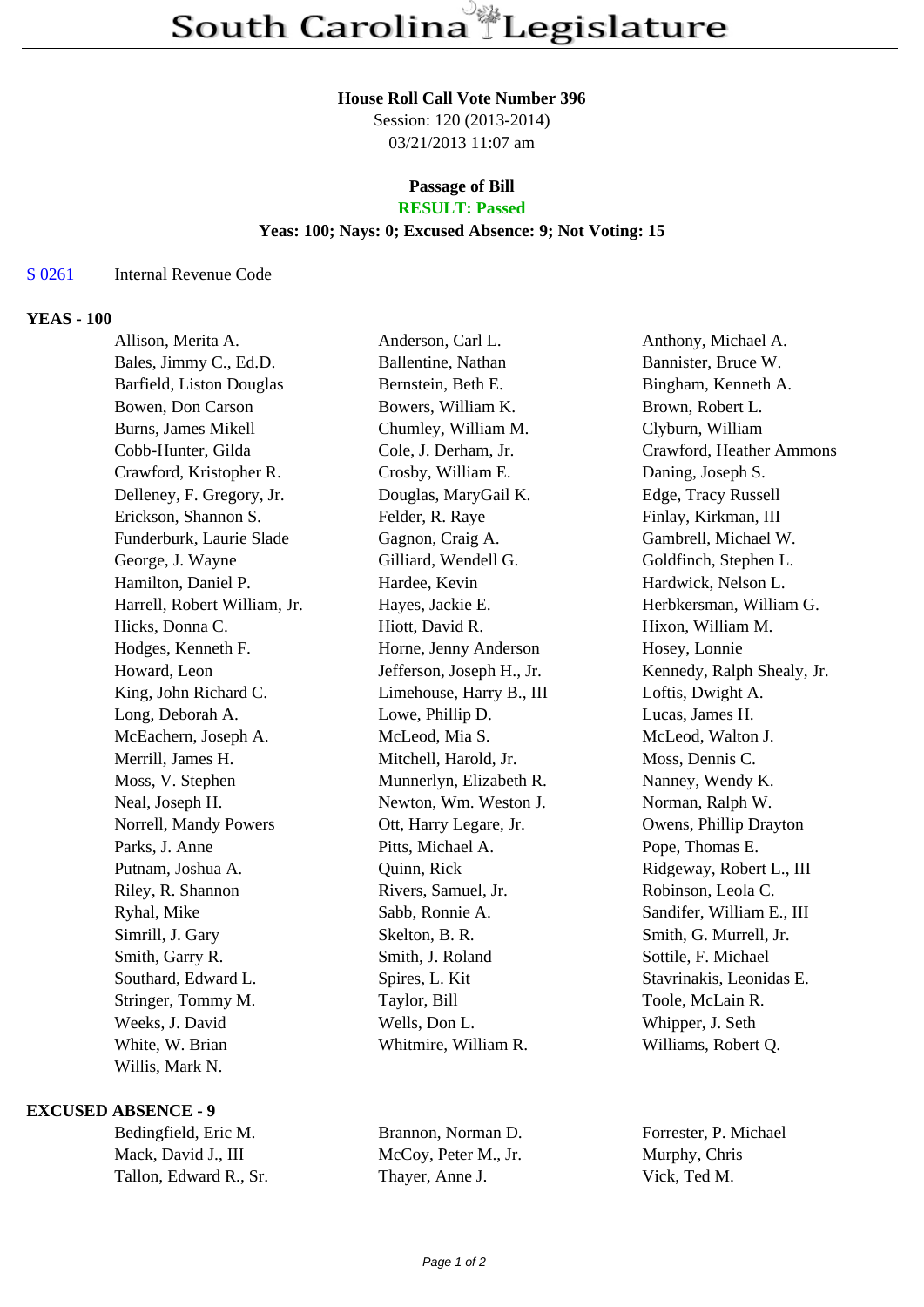# South Carolina Legislature

**House Roll Call Vote Number 396**
Session: 120 (2013-2014)
03/21/2013 11:07 am

**Passage of Bill**
**RESULT: Passed**
**Yeas: 100; Nays: 0; Excused Absence: 9; Not Voting: 15**

S 0261 Internal Revenue Code

**YEAS - 100**

| | | |
|---|---|---|
| Allison, Merita A. | Anderson, Carl L. | Anthony, Michael A. |
| Bales, Jimmy C., Ed.D. | Ballentine, Nathan | Bannister, Bruce W. |
| Barfield, Liston Douglas | Bernstein, Beth E. | Bingham, Kenneth A. |
| Bowen, Don Carson | Bowers, William K. | Brown, Robert L. |
| Burns, James Mikell | Chumley, William M. | Clyburn, William |
| Cobb-Hunter, Gilda | Cole, J. Derham, Jr. | Crawford, Heather Ammons |
| Crawford, Kristopher R. | Crosby, William E. | Daning, Joseph S. |
| Delleney, F. Gregory, Jr. | Douglas, MaryGail K. | Edge, Tracy Russell |
| Erickson, Shannon S. | Felder, R. Raye | Finlay, Kirkman, III |
| Funderburk, Laurie Slade | Gagnon, Craig A. | Gambrell, Michael W. |
| George, J. Wayne | Gilliard, Wendell G. | Goldfinch, Stephen L. |
| Hamilton, Daniel P. | Hardee, Kevin | Hardwick, Nelson L. |
| Harrell, Robert William, Jr. | Hayes, Jackie E. | Herbkersman, William G. |
| Hicks, Donna C. | Hiott, David R. | Hixon, William M. |
| Hodges, Kenneth F. | Horne, Jenny Anderson | Hosey, Lonnie |
| Howard, Leon | Jefferson, Joseph H., Jr. | Kennedy, Ralph Shealy, Jr. |
| King, John Richard C. | Limehouse, Harry B., III | Loftis, Dwight A. |
| Long, Deborah A. | Lowe, Phillip D. | Lucas, James H. |
| McEachern, Joseph A. | McLeod, Mia S. | McLeod, Walton J. |
| Merrill, James H. | Mitchell, Harold, Jr. | Moss, Dennis C. |
| Moss, V. Stephen | Munnerlyn, Elizabeth R. | Nanney, Wendy K. |
| Neal, Joseph H. | Newton, Wm. Weston J. | Norman, Ralph W. |
| Norrell, Mandy Powers | Ott, Harry Legare, Jr. | Owens, Phillip Drayton |
| Parks, J. Anne | Pitts, Michael A. | Pope, Thomas E. |
| Putnam, Joshua A. | Quinn, Rick | Ridgeway, Robert L., III |
| Riley, R. Shannon | Rivers, Samuel, Jr. | Robinson, Leola C. |
| Ryhal, Mike | Sabb, Ronnie A. | Sandifer, William E., III |
| Simrill, J. Gary | Skelton, B. R. | Smith, G. Murrell, Jr. |
| Smith, Garry R. | Smith, J. Roland | Sottile, F. Michael |
| Southard, Edward L. | Spires, L. Kit | Stavrinakis, Leonidas E. |
| Stringer, Tommy M. | Taylor, Bill | Toole, McLain R. |
| Weeks, J. David | Wells, Don L. | Whipper, J. Seth |
| White, W. Brian | Whitmire, William R. | Williams, Robert Q. |
| Willis, Mark N. | | |

**EXCUSED ABSENCE - 9**

| | | |
|---|---|---|
| Bedingfield, Eric M. | Brannon, Norman D. | Forrester, P. Michael |
| Mack, David J., III | McCoy, Peter M., Jr. | Murphy, Chris |
| Tallon, Edward R., Sr. | Thayer, Anne J. | Vick, Ted M. |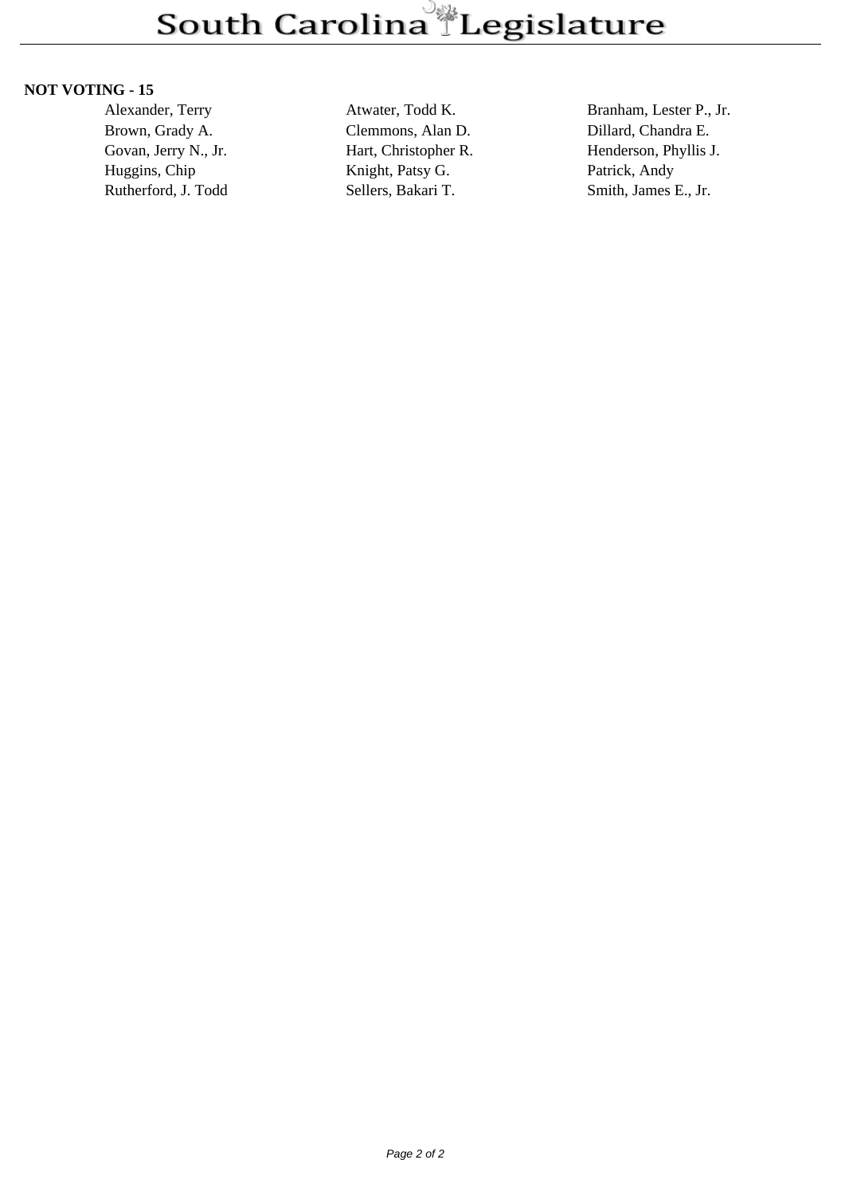**NOT VOTING - 15**

| | | |
|---|---|---|
| Alexander, Terry | Atwater, Todd K. | Branham, Lester P., Jr. |
| Brown, Grady A. | Clemmons, Alan D. | Dillard, Chandra E. |
| Govan, Jerry N., Jr. | Hart, Christopher R. | Henderson, Phyllis J. |
| Huggins, Chip | Knight, Patsy G. | Patrick, Andy |
| Rutherford, J. Todd | Sellers, Bakari T. | Smith, James E., Jr. |